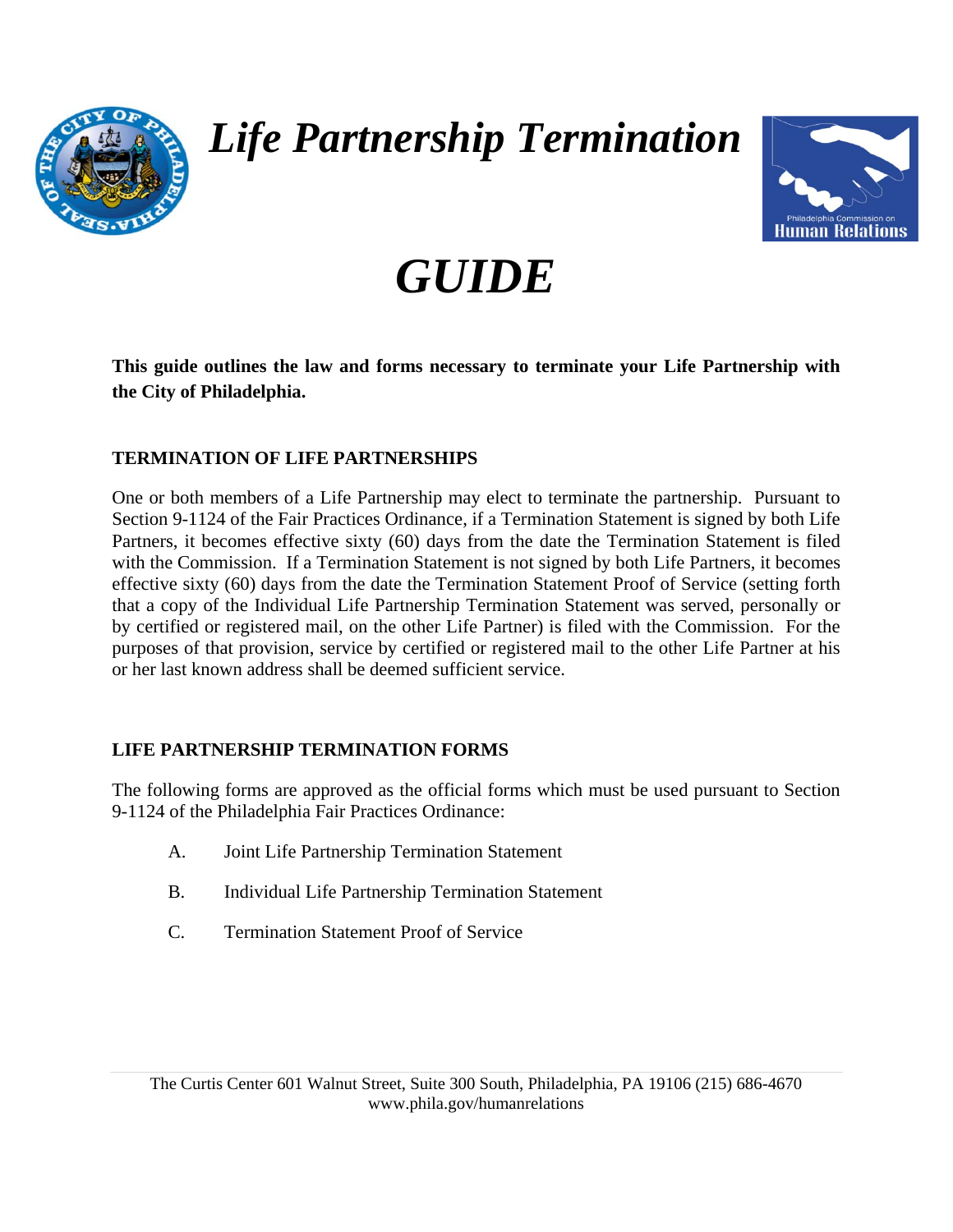# *Life Partnership Termination*

# *GUIDE*

**This guide outlines the law and forms necessary to terminate your Life Partnership with the City of Philadelphia.**

## TERMINATION OF LIFE PARTNERSHIPS

One or both members of a Life Partnership may elect to terminate the partnership. Pursuant to Section 9-1124 of the Fair Practices Ordinance, if a Termination Statement is signed by both Life Partners, it becomes effective sixty (60) days from the date the Termination Statement is filed with the Commission. If a Termination Statement is not signed by both Life Partners, it becomes effective sixty (60) days from the date the Termination Statement Proof of Service (setting forth that a copy of the Individual Life Partnership Termination Statement was served, personally or by certified or registered mail, on the other Life Partner) is filed with the Commission. For the purposes of that provision, service by certified or registered mail to the other Life Partner at his or her last known address shall be deemed sufficient service.

## LIFE PARTNERSHIP TERMINATION FORMS

The following forms are approved as the official forms which must be used pursuant to Section 9-1124 of the Philadelphia Fair Practices Ordinance:

A. Joint Life Partnership Termination Statement

B. Individual Life Partnership Termination Statement

C. Termination Statement Proof of Service

The Curtis Center 601 Walnut Street, Suite 300 South, Philadelphia, PA 19106 (215) 686-4670
www.phila.gov/humanrelations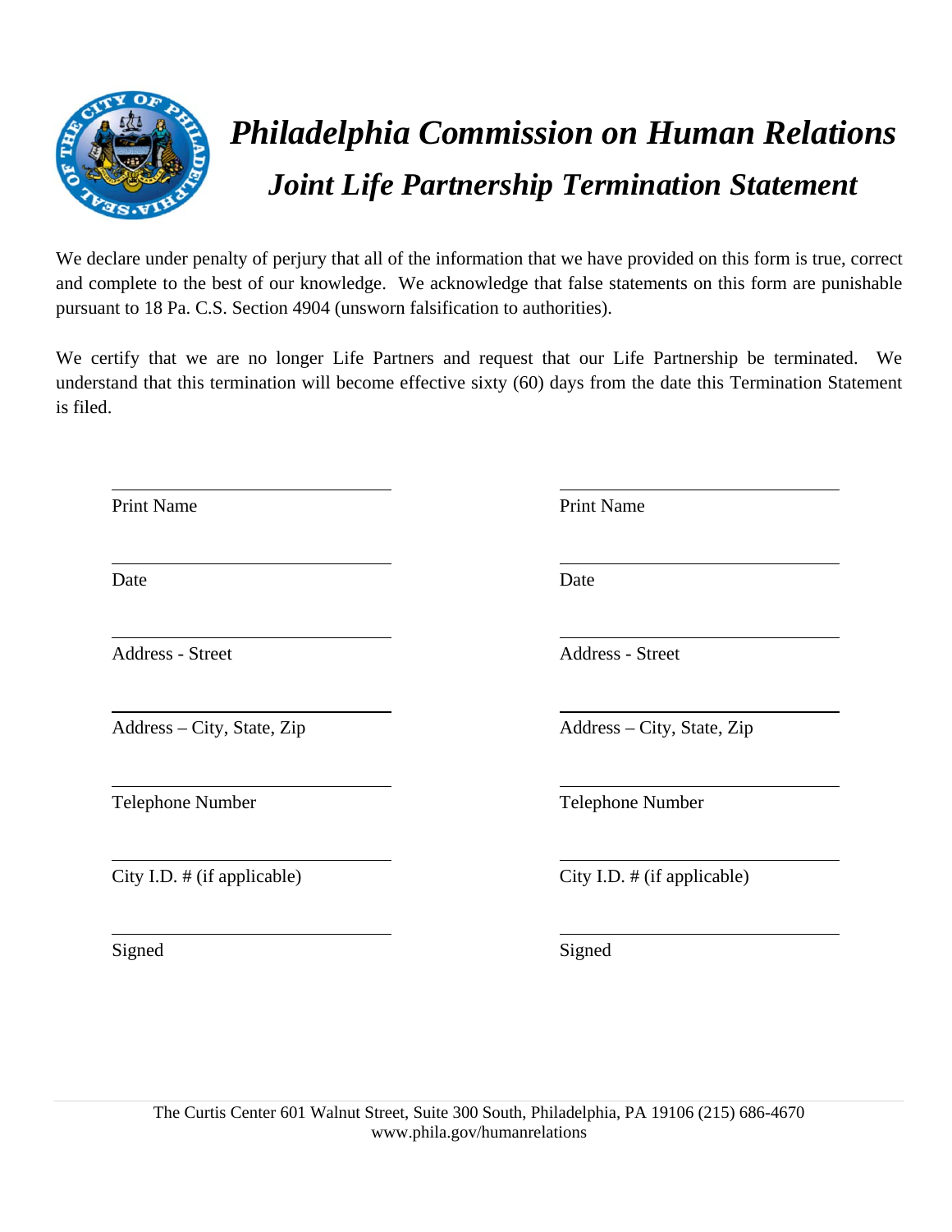# *Philadelphia Commission on Human Relations*

## *Joint Life Partnership Termination Statement*

We declare under penalty of perjury that all of the information that we have provided on this form is true, correct and complete to the best of our knowledge. We acknowledge that false statements on this form are punishable pursuant to 18 Pa. C.S. Section 4904 (unsworn falsification to authorities).

We certify that we are no longer Life Partners and request that our Life Partnership be terminated. We understand that this termination will become effective sixty (60) days from the date this Termination Statement is filed.

| | |
|---|---|
| _____________________ | _____________________ |
| Print Name | Print Name |
| _____________________ | _____________________ |
| Date | Date |
| _____________________ | _____________________ |
| Address - Street | Address - Street |
| _____________________ | _____________________ |
| Address – City, State, Zip | Address – City, State, Zip |
| _____________________ | _____________________ |
| Telephone Number | Telephone Number |
| _____________________ | _____________________ |
| City I.D. # (if applicable) | City I.D. # (if applicable) |
| _____________________ | _____________________ |
| Signed | Signed |

The Curtis Center 601 Walnut Street, Suite 300 South, Philadelphia, PA 19106 (215) 686-4670
www.phila.gov/humanrelations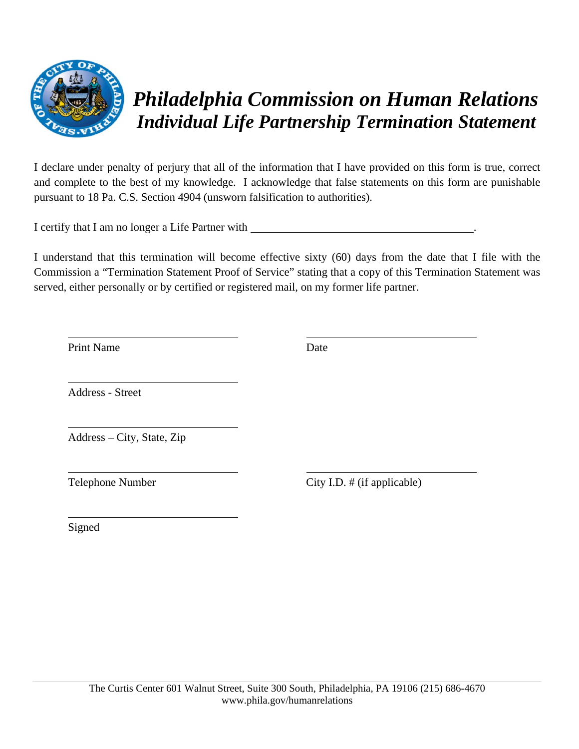# *Philadelphia Commission on Human Relations*
## *Individual Life Partnership Termination Statement*

I declare under penalty of perjury that all of the information that I have provided on this form is true, correct and complete to the best of my knowledge. I acknowledge that false statements on this form are punishable pursuant to 18 Pa. C.S. Section 4904 (unsworn falsification to authorities).

I certify that I am no longer a Life Partner with ________________________________________.

I understand that this termination will become effective sixty (60) days from the date that I file with the Commission a "Termination Statement Proof of Service" stating that a copy of this Termination Statement was served, either personally or by certified or registered mail, on my former life partner.

______________________________ ______________________________

Print Name Date

______________________________

Address - Street

______________________________

Address – City, State, Zip

______________________________ ______________________________

Telephone Number City I.D. # (if applicable)

______________________________

Signed

The Curtis Center 601 Walnut Street, Suite 300 South, Philadelphia, PA 19106 (215) 686-4670
www.phila.gov/humanrelations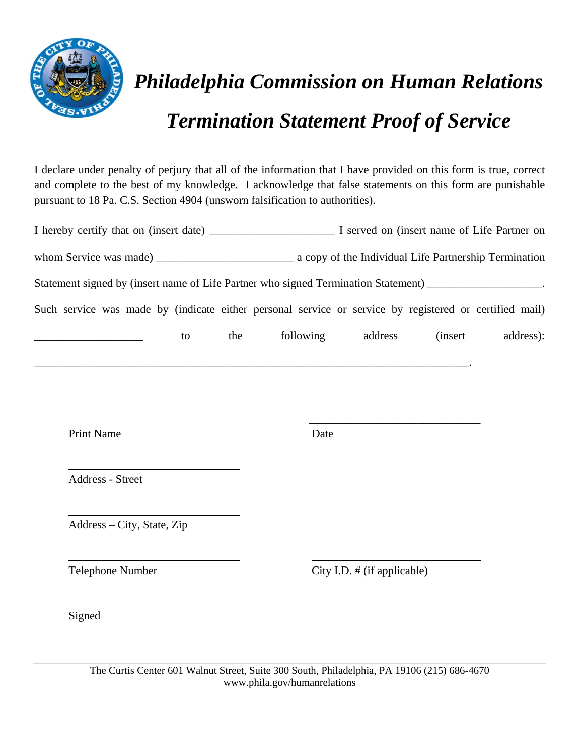# *Philadelphia Commission on Human Relations*

## *Termination Statement Proof of Service*

I declare under penalty of perjury that all of the information that I have provided on this form is true, correct and complete to the best of my knowledge. I acknowledge that false statements on this form are punishable pursuant to 18 Pa. C.S. Section 4904 (unsworn falsification to authorities).

I hereby certify that on (insert date) ______________________ I served on (insert name of Life Partner on whom Service was made) ________________________ a copy of the Individual Life Partnership Termination Statement signed by (insert name of Life Partner who signed Termination Statement) ____________________. Such service was made by (indicate either personal service or service by registered or certified mail) ___________________ to the following address (insert address): ____________________________________________________________________________.

| | |
|---|---|
| ______________________________ Print Name | ______________________________ Date |
| ______________________________ Address - Street | |
| ______________________________ Address – City, State, Zip | |
| ______________________________ Telephone Number | ______________________________ City I.D. # (if applicable) |
| ______________________________ Signed | |

The Curtis Center 601 Walnut Street, Suite 300 South, Philadelphia, PA 19106 (215) 686-4670
www.phila.gov/humanrelations